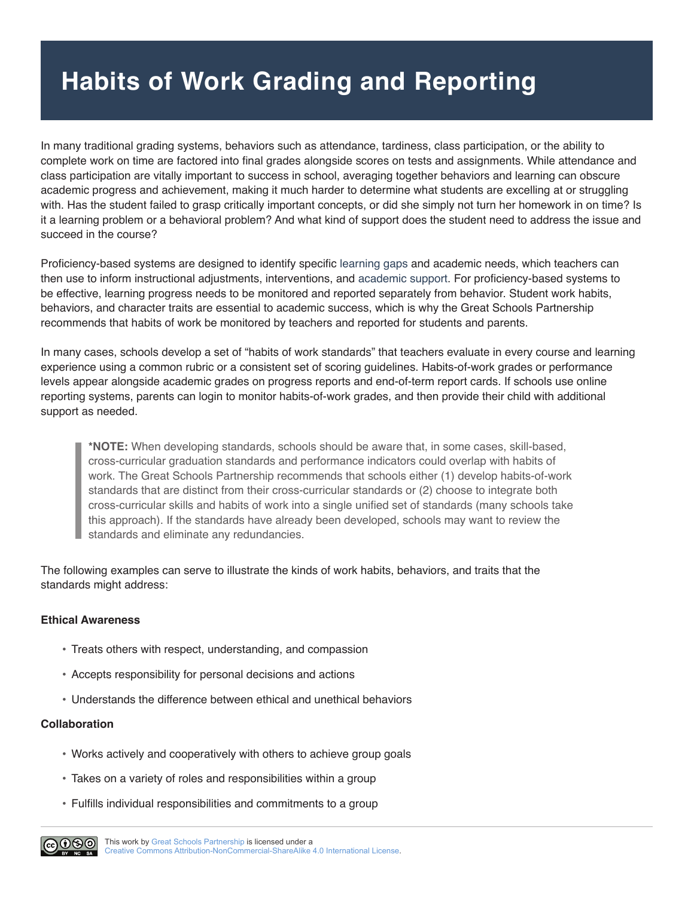# Habits of Work Grading and Reporting

In many traditional grading systems, behaviors such as attendance, tardiness, class participation, or the ability to complete work on time are factored into final grades alongside scores on tests and assignments. While attendance and class participation are vitally important to success in school, averaging together behaviors and learning can obscure academic progress and achievement, making it much harder to determine what students are excelling at or struggling with. Has the student failed to grasp critically important concepts, or did she simply not turn her homework in on time? Is it a learning problem or a behavioral problem? And what kind of support does the student need to address the issue and succeed in the course?

Proficiency-based systems are designed to identify specific learning gaps and academic needs, which teachers can then use to inform instructional adjustments, interventions, and academic support. For proficiency-based systems to be effective, learning progress needs to be monitored and reported separately from behavior. Student work habits, behaviors, and character traits are essential to academic success, which is why the Great Schools Partnership recommends that habits of work be monitored by teachers and reported for students and parents.

In many cases, schools develop a set of "habits of work standards" that teachers evaluate in every course and learning experience using a common rubric or a consistent set of scoring guidelines. Habits-of-work grades or performance levels appear alongside academic grades on progress reports and end-of-term report cards. If schools use online reporting systems, parents can login to monitor habits-of-work grades, and then provide their child with additional support as needed.

> ***NOTE:** When developing standards, schools should be aware that, in some cases, skill-based, cross-curricular graduation standards and performance indicators could overlap with habits of work. The Great Schools Partnership recommends that schools either (1) develop habits-of-work standards that are distinct from their cross-curricular standards or (2) choose to integrate both cross-curricular skills and habits of work into a single unified set of standards (many schools take this approach). If the standards have already been developed, schools may want to review the standards and eliminate any redundancies.

The following examples can serve to illustrate the kinds of work habits, behaviors, and traits that the standards might address:

**Ethical Awareness**

- Treats others with respect, understanding, and compassion
- Accepts responsibility for personal decisions and actions
- Understands the difference between ethical and unethical behaviors

**Collaboration**

- Works actively and cooperatively with others to achieve group goals
- Takes on a variety of roles and responsibilities within a group
- Fulfills individual responsibilities and commitments to a group

This work by Great Schools Partnership is licensed under a Creative Commons Attribution-NonCommercial-ShareAlike 4.0 International License.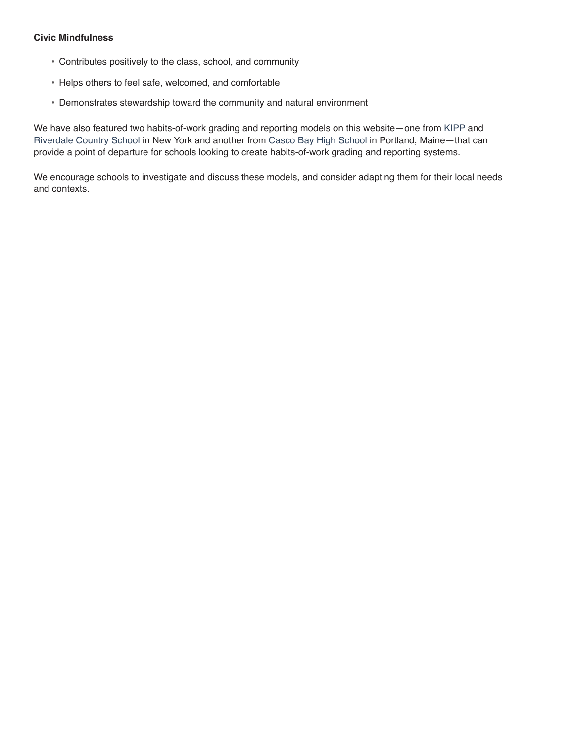**Civic Mindfulness**

- Contributes positively to the class, school, and community
- Helps others to feel safe, welcomed, and comfortable
- Demonstrates stewardship toward the community and natural environment

We have also featured two habits-of-work grading and reporting models on this website—one from KIPP and Riverdale Country School in New York and another from Casco Bay High School in Portland, Maine—that can provide a point of departure for schools looking to create habits-of-work grading and reporting systems.

We encourage schools to investigate and discuss these models, and consider adapting them for their local needs and contexts.